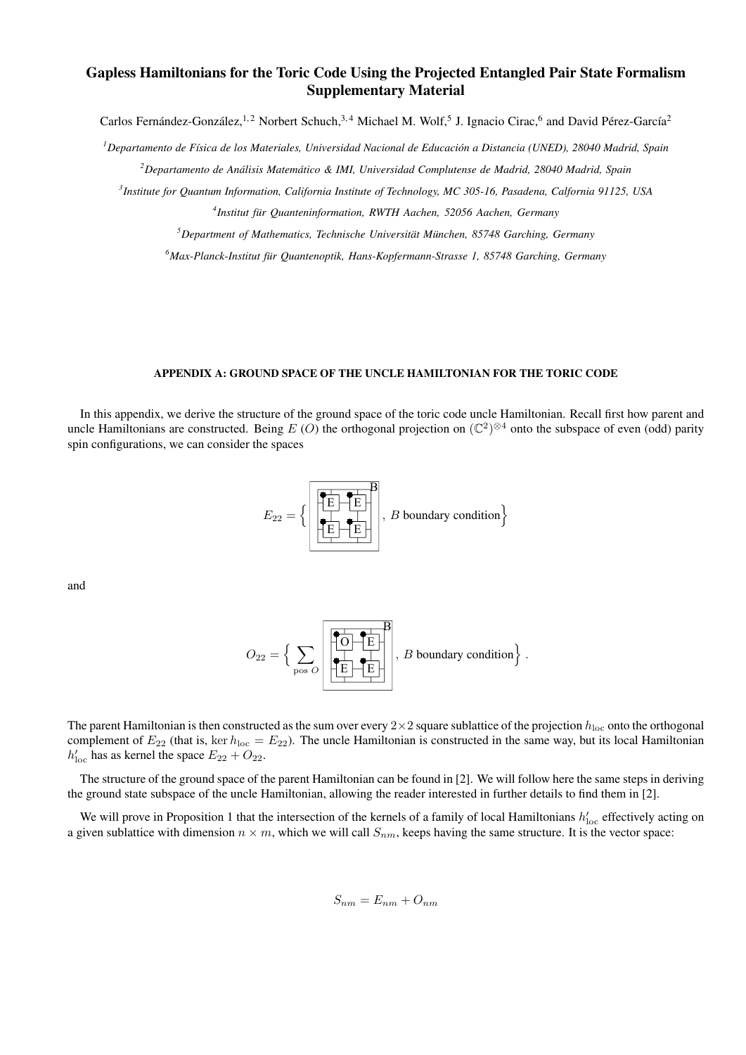# Gapless Hamiltonians for the Toric Code Using the Projected Entangled Pair State Formalism
## Supplementary Material

Carlos Fernández-González,[1,2] Norbert Schuch,[3,4] Michael M. Wolf,[5] J. Ignacio Cirac,[6] and David Pérez-García[2]

[1]Departamento de Física de los Materiales, Universidad Nacional de Educación a Distancia (UNED), 28040 Madrid, Spain

[2]Departamento de Análisis Matemático & IMI, Universidad Complutense de Madrid, 28040 Madrid, Spain

[3]Institute for Quantum Information, California Institute of Technology, MC 305-16, Pasadena, Calfornia 91125, USA

[4]Institut für Quanteninformation, RWTH Aachen, 52056 Aachen, Germany

[5]Department of Mathematics, Technische Universität München, 85748 Garching, Germany

[6]Max-Planck-Institut für Quantenoptik, Hans-Kopfermann-Strasse 1, 85748 Garching, Germany

### APPENDIX A: GROUND SPACE OF THE UNCLE HAMILTONIAN FOR THE TORIC CODE

In this appendix, we derive the structure of the ground space of the toric code uncle Hamiltonian. Recall first how parent and uncle Hamiltonians are constructed. Being $E$ ($O$) the orthogonal projection on $(\mathbb{C}^2)^{\otimes 4}$ onto the subspace of even (odd) parity spin configurations, we can consider the spaces

$$E_{22} = \Big\{ \begin{array}{|cc|} \hline E & E \\ E & E \\ \hline \end{array}^{\,B}, \; B \text{ boundary condition} \Big\}$$

and

$$O_{22} = \Big\{ \sum_{\text{pos } O} \begin{array}{|cc|} \hline O & E \\ E & E \\ \hline \end{array}^{\,B}, \; B \text{ boundary condition} \Big\} .$$

The parent Hamiltonian is then constructed as the sum over every $2\times 2$ square sublattice of the projection $h_{\rm loc}$ onto the orthogonal complement of $E_{22}$ (that is, $\ker h_{\rm loc} = E_{22}$). The uncle Hamiltonian is constructed in the same way, but its local Hamiltonian $h'_{\rm loc}$ has as kernel the space $E_{22} + O_{22}$.

The structure of the ground space of the parent Hamiltonian can be found in [2]. We will follow here the same steps in deriving the ground state subspace of the uncle Hamiltonian, allowing the reader interested in further details to find them in [2].

We will prove in Proposition 1 that the intersection of the kernels of a family of local Hamiltonians $h'_{\rm loc}$ effectively acting on a given sublattice with dimension $n \times m$, which we will call $S_{nm}$, keeps having the same structure. It is the vector space:

$$S_{nm} = E_{nm} + O_{nm}$$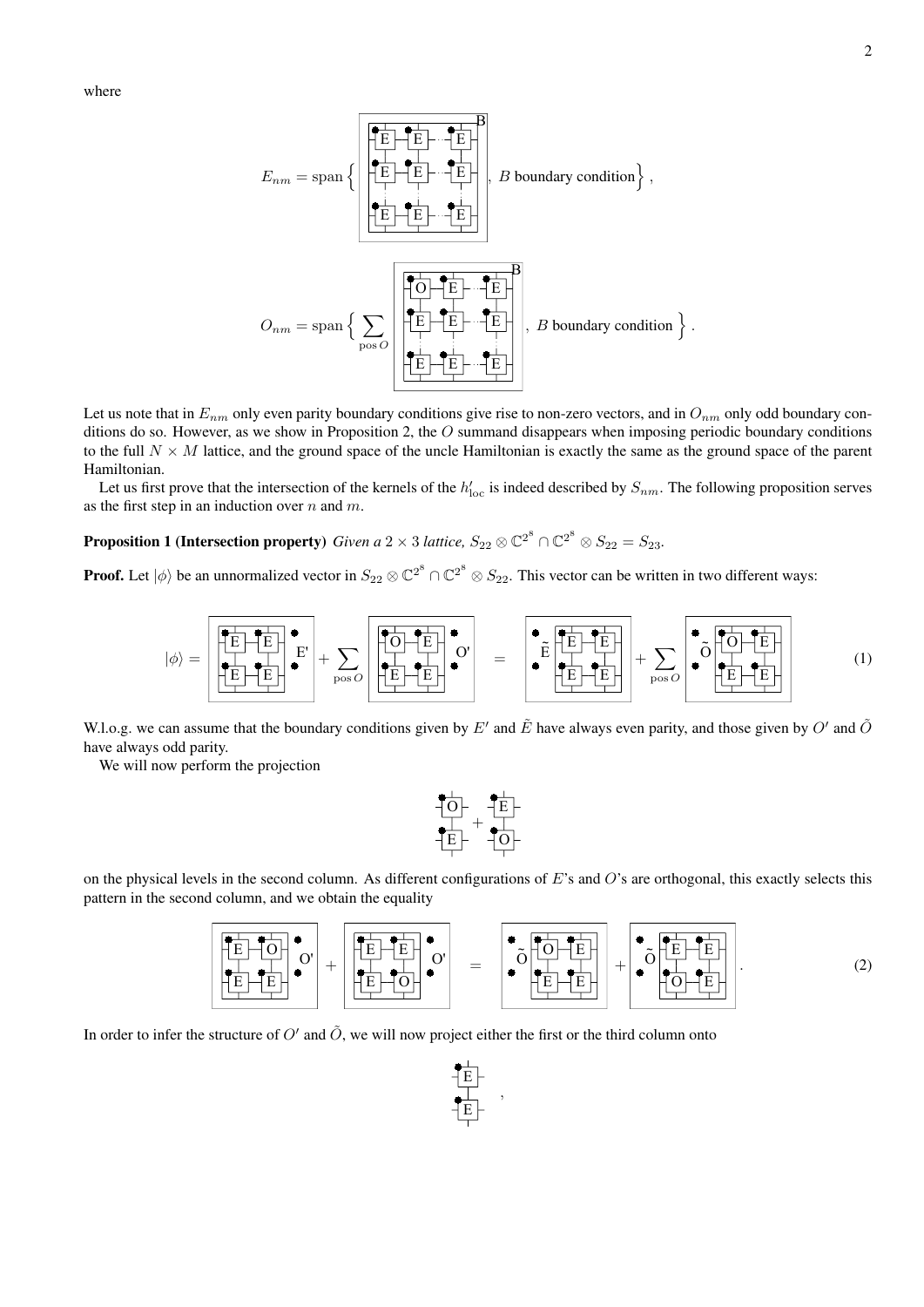where

$$E_{nm} = \mathrm{span}\Big\{ \; [\text{diagram}] \;,\ B \text{ boundary condition}\Big\},$$

$$O_{nm} = \mathrm{span}\Big\{ \sum_{\mathrm{pos}\, O} \; [\text{diagram}] \;,\ B \text{ boundary condition} \Big\}.$$

Let us note that in $E_{nm}$ only even parity boundary conditions give rise to non-zero vectors, and in $O_{nm}$ only odd boundary conditions do so. However, as we show in Proposition 2, the $O$ summand disappears when imposing periodic boundary conditions to the full $N \times M$ lattice, and the ground space of the uncle Hamiltonian is exactly the same as the ground space of the parent Hamiltonian.

Let us first prove that the intersection of the kernels of the $h'_{\mathrm{loc}}$ is indeed described by $S_{nm}$. The following proposition serves as the first step in an induction over $n$ and $m$.

**Proposition 1 (Intersection property)** *Given a $2 \times 3$ lattice, $S_{22} \otimes \mathbb{C}^{2^8} \cap \mathbb{C}^{2^8} \otimes S_{22} = S_{23}$.*

**Proof.** Let $|\phi\rangle$ be an unnormalized vector in $S_{22} \otimes \mathbb{C}^{2^8} \cap \mathbb{C}^{2^8} \otimes S_{22}$. This vector can be written in two different ways:

$$|\phi\rangle = [\text{diagram } E'] + \sum_{\mathrm{pos}\, O} [\text{diagram } O'] = [\text{diagram } \tilde{E}] + \sum_{\mathrm{pos}\, O} [\text{diagram } \tilde{O}] \tag{1}$$

W.l.o.g. we can assume that the boundary conditions given by $E'$ and $\tilde{E}$ have always even parity, and those given by $O'$ and $\tilde{O}$ have always odd parity.

We will now perform the projection

[diagram]

on the physical levels in the second column. As different configurations of $E$'s and $O$'s are orthogonal, this exactly selects this pattern in the second column, and we obtain the equality

$$[\text{diagram}] + [\text{diagram}] = [\text{diagram}] + [\text{diagram}]. \tag{2}$$

In order to infer the structure of $O'$ and $\tilde{O}$, we will now project either the first or the third column onto

[diagram] ,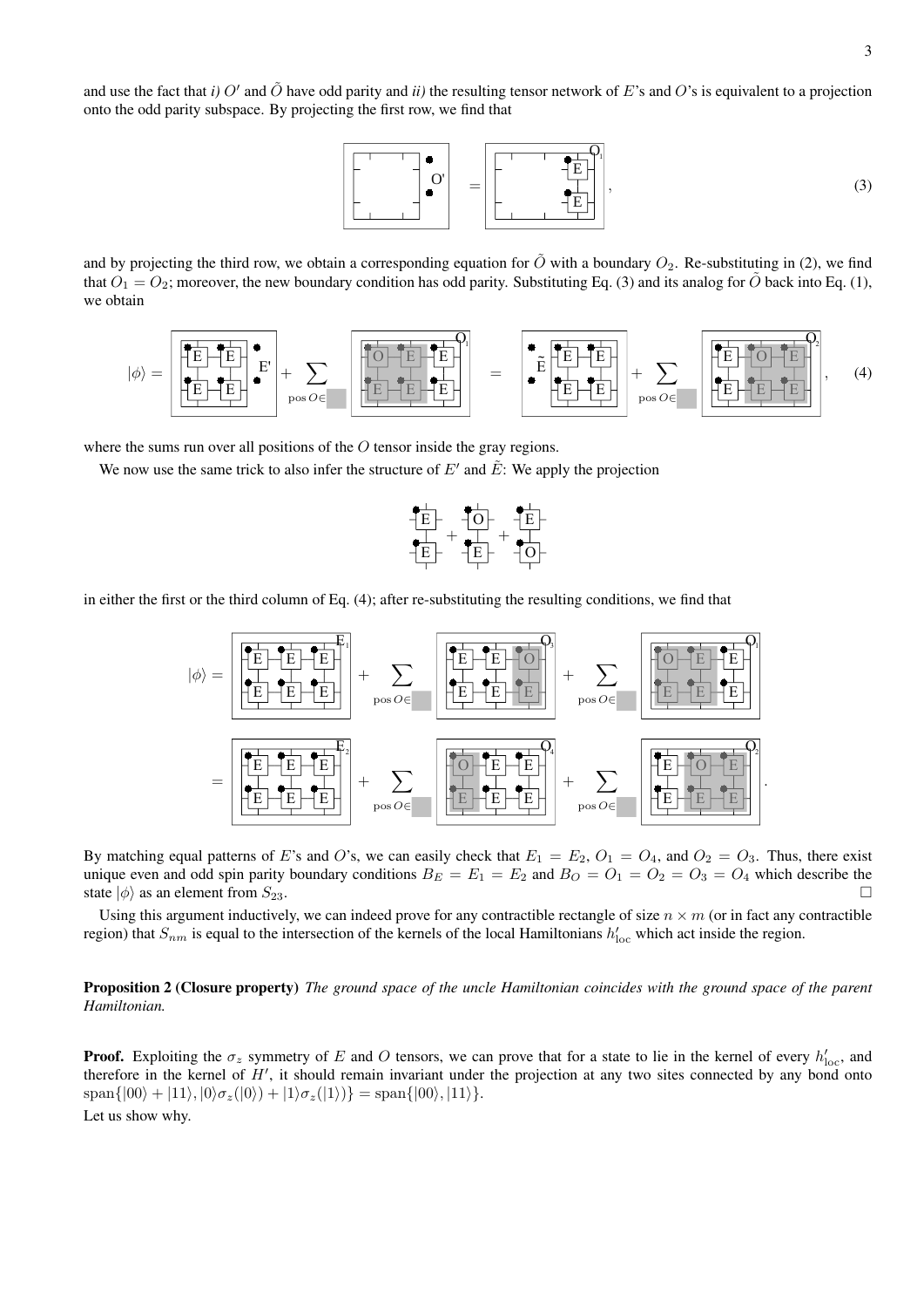and use the fact that *i)* $O'$ and $\tilde{O}$ have odd parity and *ii)* the resulting tensor network of $E$'s and $O$'s is equivalent to a projection onto the odd parity subspace. By projecting the first row, we find that

$$
O' = O_1 \quad (3)
$$

and by projecting the third row, we obtain a corresponding equation for $\tilde{O}$ with a boundary $O_2$. Re-substituting in (2), we find that $O_1 = O_2$; moreover, the new boundary condition has odd parity. Substituting Eq. (3) and its analog for $\tilde{O}$ back into Eq. (1), we obtain

$$
|\phi\rangle = E' + \sum_{\text{pos}\, O \in} O_1 = \tilde{E} + \sum_{\text{pos}\, O \in} O_2 , \quad (4)
$$

where the sums run over all positions of the $O$ tensor inside the gray regions.

We now use the same trick to also infer the structure of $E'$ and $\tilde{E}$: We apply the projection

in either the first or the third column of Eq. (4); after re-substituting the resulting conditions, we find that

$$
|\phi\rangle = E_1 + \sum_{\text{pos}\, O \in} O_3 + \sum_{\text{pos}\, O \in} O_1
$$

$$
= E_2 + \sum_{\text{pos}\, O \in} O_4 + \sum_{\text{pos}\, O \in} O_2 .
$$

By matching equal patterns of $E$'s and $O$'s, we can easily check that $E_1 = E_2$, $O_1 = O_4$, and $O_2 = O_3$. Thus, there exist unique even and odd spin parity boundary conditions $B_E = E_1 = E_2$ and $B_O = O_1 = O_2 = O_3 = O_4$ which describe the state $|\phi\rangle$ as an element from $S_{23}$. □

Using this argument inductively, we can indeed prove for any contractible rectangle of size $n \times m$ (or in fact any contractible region) that $S_{nm}$ is equal to the intersection of the kernels of the local Hamiltonians $h'_{\text{loc}}$ which act inside the region.

**Proposition 2 (Closure property)** *The ground space of the uncle Hamiltonian coincides with the ground space of the parent Hamiltonian.*

**Proof.** Exploiting the $\sigma_z$ symmetry of $E$ and $O$ tensors, we can prove that for a state to lie in the kernel of every $h'_{\text{loc}}$, and therefore in the kernel of $H'$, it should remain invariant under the projection at any two sites connected by any bond onto $\text{span}\{|00\rangle + |11\rangle, |0\rangle\sigma_z(|0\rangle) + |1\rangle\sigma_z(|1\rangle)\} = \text{span}\{|00\rangle, |11\rangle\}$.

Let us show why.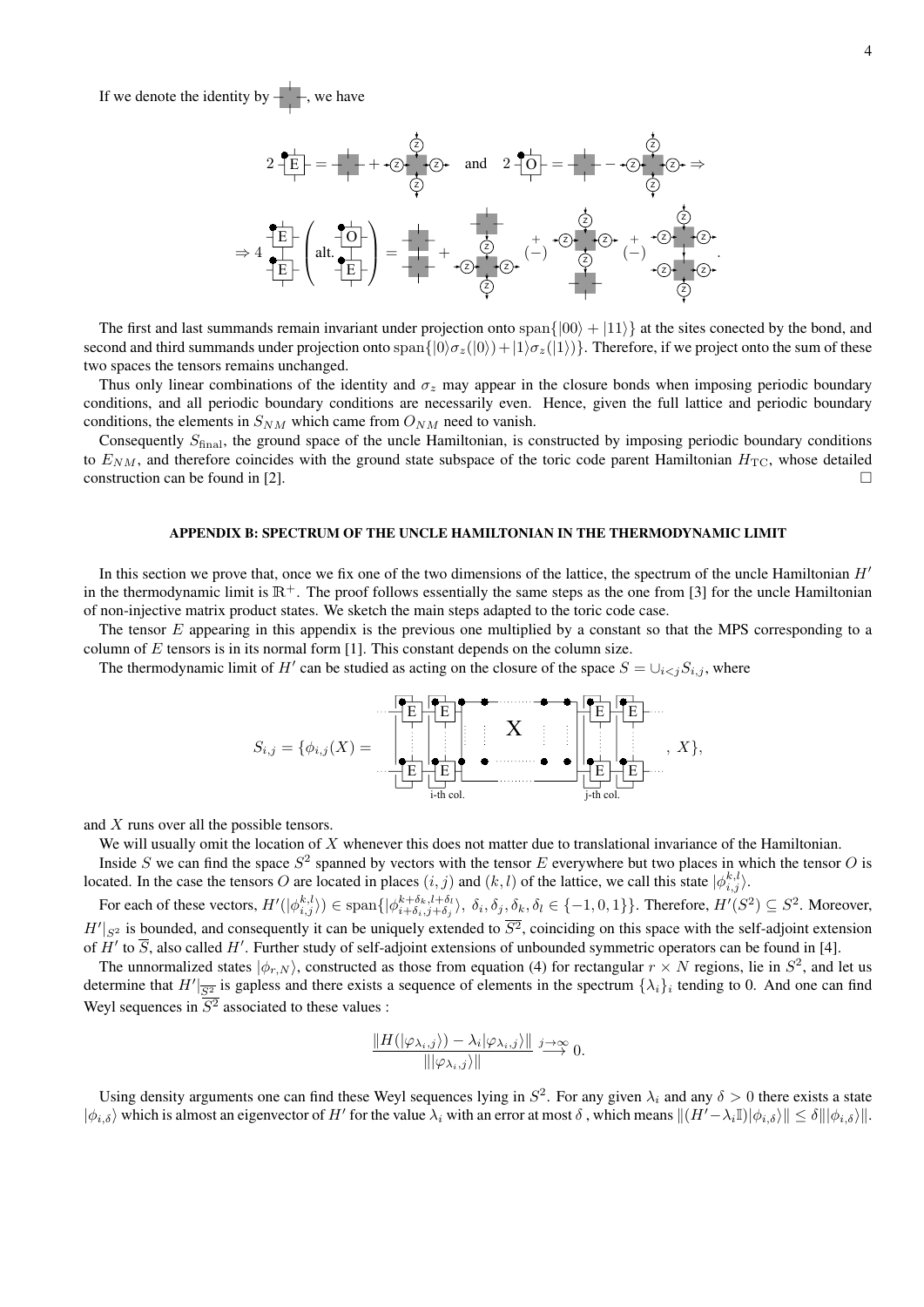If we denote the identity by [diagram], we have

[diagram equations]

The first and last summands remain invariant under projection onto $\text{span}\{|00\rangle + |11\rangle\}$ at the sites conected by the bond, and second and third summands under projection onto $\text{span}\{|0\rangle\sigma_z(|0\rangle) + |1\rangle\sigma_z(|1\rangle)\}$. Therefore, if we project onto the sum of these two spaces the tensors remains unchanged.

Thus only linear combinations of the identity and $\sigma_z$ may appear in the closure bonds when imposing periodic boundary conditions, and all periodic boundary conditions are necessarily even. Hence, given the full lattice and periodic boundary conditions, the elements in $S_{NM}$ which came from $O_{NM}$ need to vanish.

Consequently $S_{\text{final}}$, the ground space of the uncle Hamiltonian, is constructed by imposing periodic boundary conditions to $E_{NM}$, and therefore coincides with the ground state subspace of the toric code parent Hamiltonian $H_{\text{TC}}$, whose detailed construction can be found in [2]. □

## APPENDIX B: SPECTRUM OF THE UNCLE HAMILTONIAN IN THE THERMODYNAMIC LIMIT

In this section we prove that, once we fix one of the two dimensions of the lattice, the spectrum of the uncle Hamiltonian $H'$ in the thermodynamic limit is $\mathbb{R}^+$. The proof follows essentially the same steps as the one from [3] for the uncle Hamiltonian of non-injective matrix product states. We sketch the main steps adapted to the toric code case.

The tensor $E$ appearing in this appendix is the previous one multiplied by a constant so that the MPS corresponding to a column of $E$ tensors is in its normal form [1]. This constant depends on the column size.

The thermodynamic limit of $H'$ can be studied as acting on the closure of the space $S = \cup_{i<j} S_{i,j}$, where

$$S_{i,j} = \{\phi_{i,j}(X) = \text{[diagram]} \;,\; X\},$$

and $X$ runs over all the possible tensors.

We will usually omit the location of $X$ whenever this does not matter due to translational invariance of the Hamiltonian.

Inside $S$ we can find the space $S^2$ spanned by vectors with the tensor $E$ everywhere but two places in which the tensor $O$ is located. In the case the tensors $O$ are located in places $(i,j)$ and $(k,l)$ of the lattice, we call this state $|\phi_{i,j}^{k,l}\rangle$.

For each of these vectors, $H'(|\phi_{i,j}^{k,l}\rangle) \in \text{span}\{|\phi_{i+\delta_i,j+\delta_j}^{k+\delta_k,l+\delta_l}\rangle,\ \delta_i,\delta_j,\delta_k,\delta_l \in \{-1,0,1\}\}$. Therefore, $H'(S^2) \subseteq S^2$. Moreover, $H'|_{S^2}$ is bounded, and consequently it can be uniquely extended to $\overline{S^2}$, coinciding on this space with the self-adjoint extension of $H'$ to $\overline{S}$, also called $H'$. Further study of self-adjoint extensions of unbounded symmetric operators can be found in [4].

The unnormalized states $|\phi_{r,N}\rangle$, constructed as those from equation (4) for rectangular $r \times N$ regions, lie in $S^2$, and let us determine that $H'|_{\overline{S^2}}$ is gapless and there exists a sequence of elements in the spectrum $\{\lambda_i\}_i$ tending to 0. And one can find Weyl sequences in $\overline{S^2}$ associated to these values :

$$\frac{\|H(|\varphi_{\lambda_i,j}\rangle) - \lambda_i|\varphi_{\lambda_i,j}\rangle\|}{\||\varphi_{\lambda_i,j}\rangle\|} \overset{j\to\infty}{\longrightarrow} 0.$$

Using density arguments one can find these Weyl sequences lying in $S^2$. For any given $\lambda_i$ and any $\delta > 0$ there exists a state $|\phi_{i,\delta}\rangle$ which is almost an eigenvector of $H'$ for the value $\lambda_i$ with an error at most $\delta$ , which means $\|(H' - \lambda_i\mathbb{I})|\phi_{i,\delta}\rangle\| \leq \delta\||\phi_{i,\delta}\rangle\|$.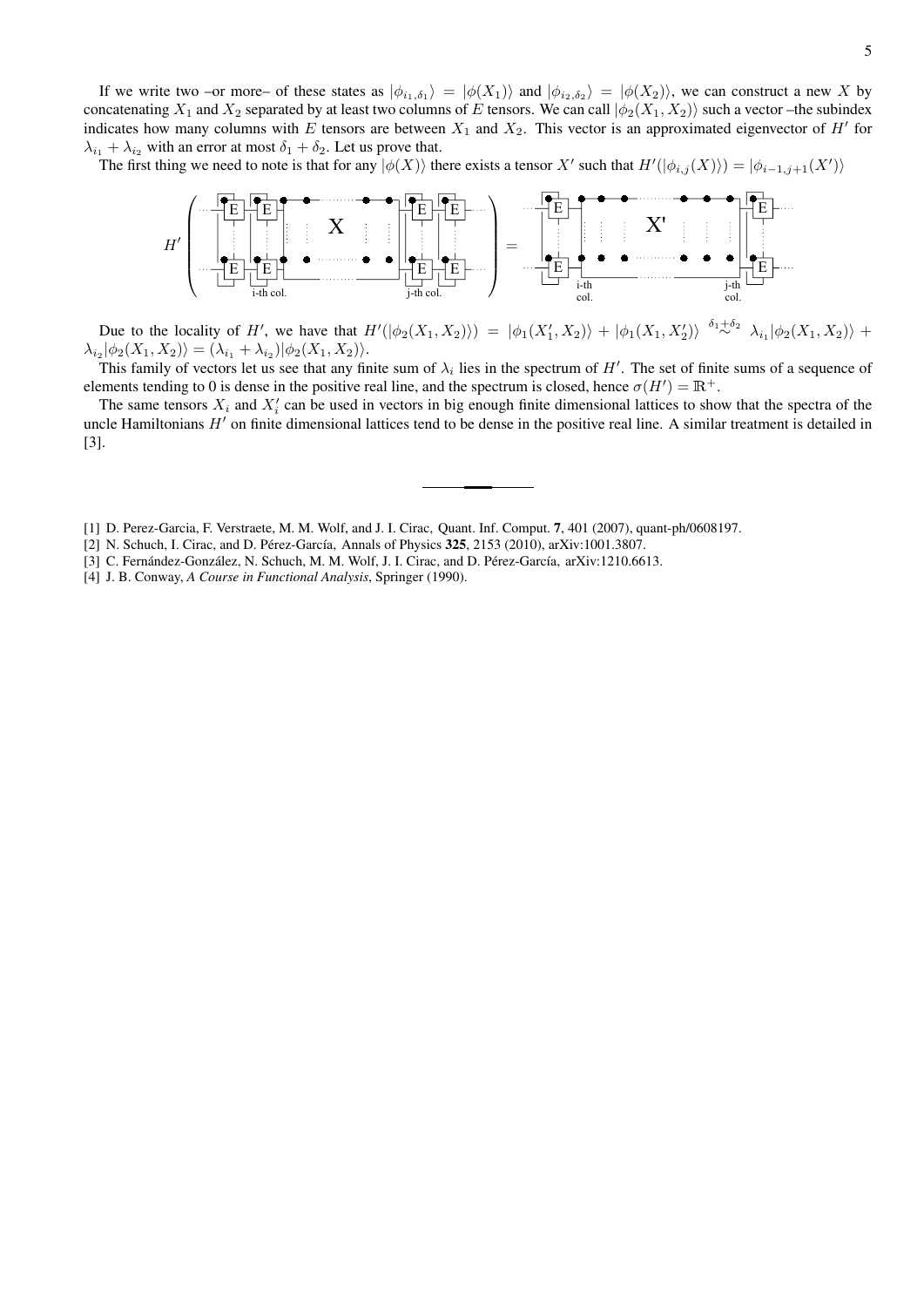If we write two –or more– of these states as $|\phi_{i_1,\delta_1}\rangle = |\phi(X_1)\rangle$ and $|\phi_{i_2,\delta_2}\rangle = |\phi(X_2)\rangle$, we can construct a new $X$ by concatenating $X_1$ and $X_2$ separated by at least two columns of $E$ tensors. We can call $|\phi_2(X_1, X_2)\rangle$ such a vector –the subindex indicates how many columns with $E$ tensors are between $X_1$ and $X_2$. This vector is an approximated eigenvector of $H'$ for $\lambda_{i_1} + \lambda_{i_2}$ with an error at most $\delta_1 + \delta_2$. Let us prove that.

The first thing we need to note is that for any $|\phi(X)\rangle$ there exists a tensor $X'$ such that $H'(|\phi_{i,j}(X)\rangle) = |\phi_{i-1,j+1}(X')\rangle$

H'

E E X E E

i-th col. j-th col.

=

E X' E

i-th col. j-th col.

Due to the locality of $H'$, we have that $H'(|\phi_2(X_1, X_2)\rangle) = |\phi_1(X_1', X_2)\rangle + |\phi_1(X_1, X_2')\rangle \overset{\delta_1+\delta_2}{\sim} \lambda_{i_1}|\phi_2(X_1, X_2)\rangle + \lambda_{i_2}|\phi_2(X_1, X_2)\rangle = (\lambda_{i_1} + \lambda_{i_2})|\phi_2(X_1, X_2)\rangle$.

This family of vectors let us see that any finite sum of $\lambda_i$ lies in the spectrum of $H'$. The set of finite sums of a sequence of elements tending to 0 is dense in the positive real line, and the spectrum is closed, hence $\sigma(H') = \mathbb{R}^+$.

The same tensors $X_i$ and $X_i'$ can be used in vectors in big enough finite dimensional lattices to show that the spectra of the uncle Hamiltonians $H'$ on finite dimensional lattices tend to be dense in the positive real line. A similar treatment is detailed in [3].

---

[1] D. Perez-Garcia, F. Verstraete, M. M. Wolf, and J. I. Cirac, Quant. Inf. Comput. **7**, 401 (2007), quant-ph/0608197.

[2] N. Schuch, I. Cirac, and D. Pérez-García, Annals of Physics **325**, 2153 (2010), arXiv:1001.3807.

[3] C. Fernández-González, N. Schuch, M. M. Wolf, J. I. Cirac, and D. Pérez-García, arXiv:1210.6613.

[4] J. B. Conway, *A Course in Functional Analysis*, Springer (1990).